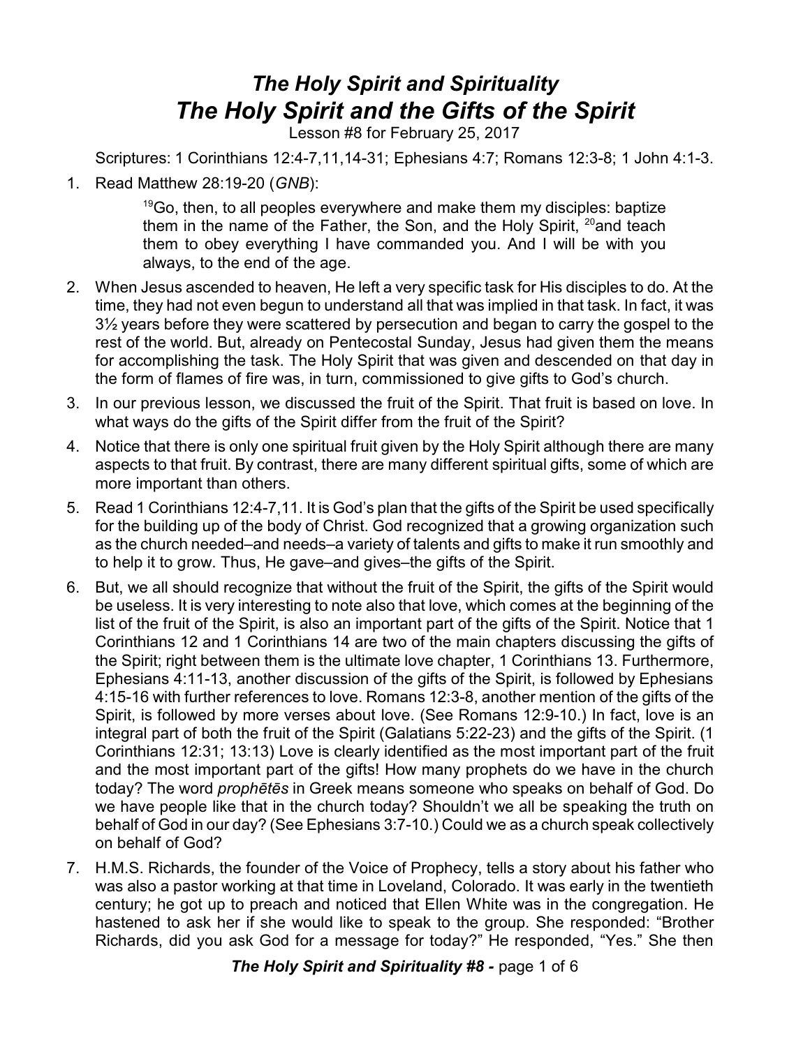# *The Holy Spirit and Spirituality*

# *The Holy Spirit and the Gifts of the Spirit*

Lesson #8 for February 25, 2017

Scriptures: 1 Corinthians 12:4-7,11,14-31; Ephesians 4:7; Romans 12:3-8; 1 John 4:1-3.

1. Read Matthew 28:19-20 (*GNB*):

   > [19]Go, then, to all peoples everywhere and make them my disciples: baptize them in the name of the Father, the Son, and the Holy Spirit, [20]and teach them to obey everything I have commanded you. And I will be with you always, to the end of the age.

2. When Jesus ascended to heaven, He left a very specific task for His disciples to do. At the time, they had not even begun to understand all that was implied in that task. In fact, it was 3½ years before they were scattered by persecution and began to carry the gospel to the rest of the world. But, already on Pentecostal Sunday, Jesus had given them the means for accomplishing the task. The Holy Spirit that was given and descended on that day in the form of flames of fire was, in turn, commissioned to give gifts to God's church.

3. In our previous lesson, we discussed the fruit of the Spirit. That fruit is based on love. In what ways do the gifts of the Spirit differ from the fruit of the Spirit?

4. Notice that there is only one spiritual fruit given by the Holy Spirit although there are many aspects to that fruit. By contrast, there are many different spiritual gifts, some of which are more important than others.

5. Read 1 Corinthians 12:4-7,11. It is God's plan that the gifts of the Spirit be used specifically for the building up of the body of Christ. God recognized that a growing organization such as the church needed–and needs–a variety of talents and gifts to make it run smoothly and to help it to grow. Thus, He gave–and gives–the gifts of the Spirit.

6. But, we all should recognize that without the fruit of the Spirit, the gifts of the Spirit would be useless. It is very interesting to note also that love, which comes at the beginning of the list of the fruit of the Spirit, is also an important part of the gifts of the Spirit. Notice that 1 Corinthians 12 and 1 Corinthians 14 are two of the main chapters discussing the gifts of the Spirit; right between them is the ultimate love chapter, 1 Corinthians 13. Furthermore, Ephesians 4:11-13, another discussion of the gifts of the Spirit, is followed by Ephesians 4:15-16 with further references to love. Romans 12:3-8, another mention of the gifts of the Spirit, is followed by more verses about love. (See Romans 12:9-10.) In fact, love is an integral part of both the fruit of the Spirit (Galatians 5:22-23) and the gifts of the Spirit. (1 Corinthians 12:31; 13:13) Love is clearly identified as the most important part of the fruit and the most important part of the gifts! How many prophets do we have in the church today? The word *prophētēs* in Greek means someone who speaks on behalf of God. Do we have people like that in the church today? Shouldn't we all be speaking the truth on behalf of God in our day? (See Ephesians 3:7-10.) Could we as a church speak collectively on behalf of God?

7. H.M.S. Richards, the founder of the Voice of Prophecy, tells a story about his father who was also a pastor working at that time in Loveland, Colorado. It was early in the twentieth century; he got up to preach and noticed that Ellen White was in the congregation. He hastened to ask her if she would like to speak to the group. She responded: "Brother Richards, did you ask God for a message for today?" He responded, "Yes." She then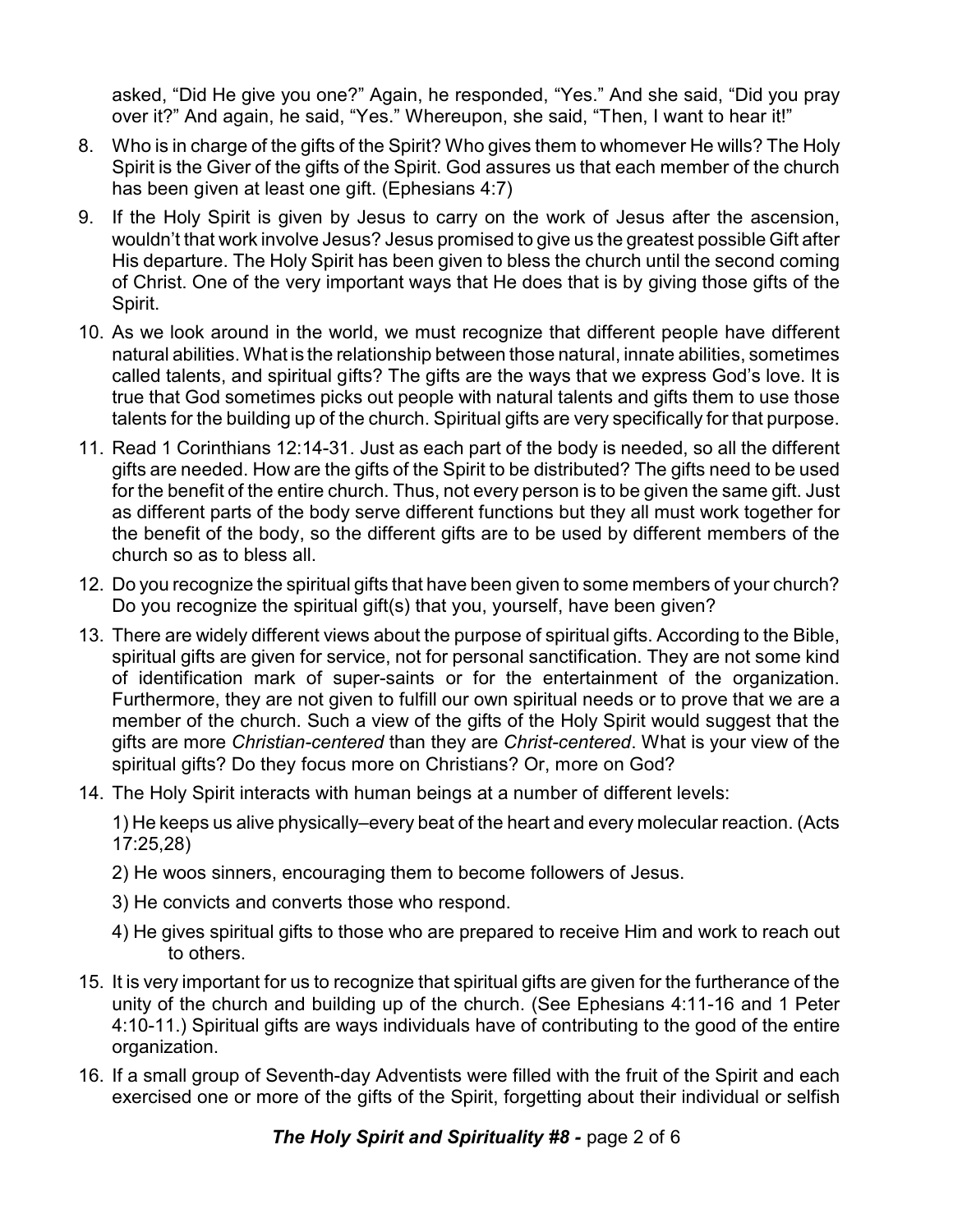asked, “Did He give you one?” Again, he responded, “Yes.” And she said, “Did you pray over it?” And again, he said, “Yes.” Whereupon, she said, “Then, I want to hear it!”

8. Who is in charge of the gifts of the Spirit? Who gives them to whomever He wills? The Holy Spirit is the Giver of the gifts of the Spirit. God assures us that each member of the church has been given at least one gift. (Ephesians 4:7)

9. If the Holy Spirit is given by Jesus to carry on the work of Jesus after the ascension, wouldn’t that work involve Jesus? Jesus promised to give us the greatest possible Gift after His departure. The Holy Spirit has been given to bless the church until the second coming of Christ. One of the very important ways that He does that is by giving those gifts of the Spirit.

10. As we look around in the world, we must recognize that different people have different natural abilities. What is the relationship between those natural, innate abilities, sometimes called talents, and spiritual gifts? The gifts are the ways that we express God’s love. It is true that God sometimes picks out people with natural talents and gifts them to use those talents for the building up of the church. Spiritual gifts are very specifically for that purpose.

11. Read 1 Corinthians 12:14-31. Just as each part of the body is needed, so all the different gifts are needed. How are the gifts of the Spirit to be distributed? The gifts need to be used for the benefit of the entire church. Thus, not every person is to be given the same gift. Just as different parts of the body serve different functions but they all must work together for the benefit of the body, so the different gifts are to be used by different members of the church so as to bless all.

12. Do you recognize the spiritual gifts that have been given to some members of your church? Do you recognize the spiritual gift(s) that you, yourself, have been given?

13. There are widely different views about the purpose of spiritual gifts. According to the Bible, spiritual gifts are given for service, not for personal sanctification. They are not some kind of identification mark of super-saints or for the entertainment of the organization. Furthermore, they are not given to fulfill our own spiritual needs or to prove that we are a member of the church. Such a view of the gifts of the Holy Spirit would suggest that the gifts are more *Christian-centered* than they are *Christ-centered*. What is your view of the spiritual gifts? Do they focus more on Christians? Or, more on God?

14. The Holy Spirit interacts with human beings at a number of different levels:

    1) He keeps us alive physically–every beat of the heart and every molecular reaction. (Acts 17:25,28)

    2) He woos sinners, encouraging them to become followers of Jesus.

    3) He convicts and converts those who respond.

    4) He gives spiritual gifts to those who are prepared to receive Him and work to reach out to others.

15. It is very important for us to recognize that spiritual gifts are given for the furtherance of the unity of the church and building up of the church. (See Ephesians 4:11-16 and 1 Peter 4:10-11.) Spiritual gifts are ways individuals have of contributing to the good of the entire organization.

16. If a small group of Seventh-day Adventists were filled with the fruit of the Spirit and each exercised one or more of the gifts of the Spirit, forgetting about their individual or selfish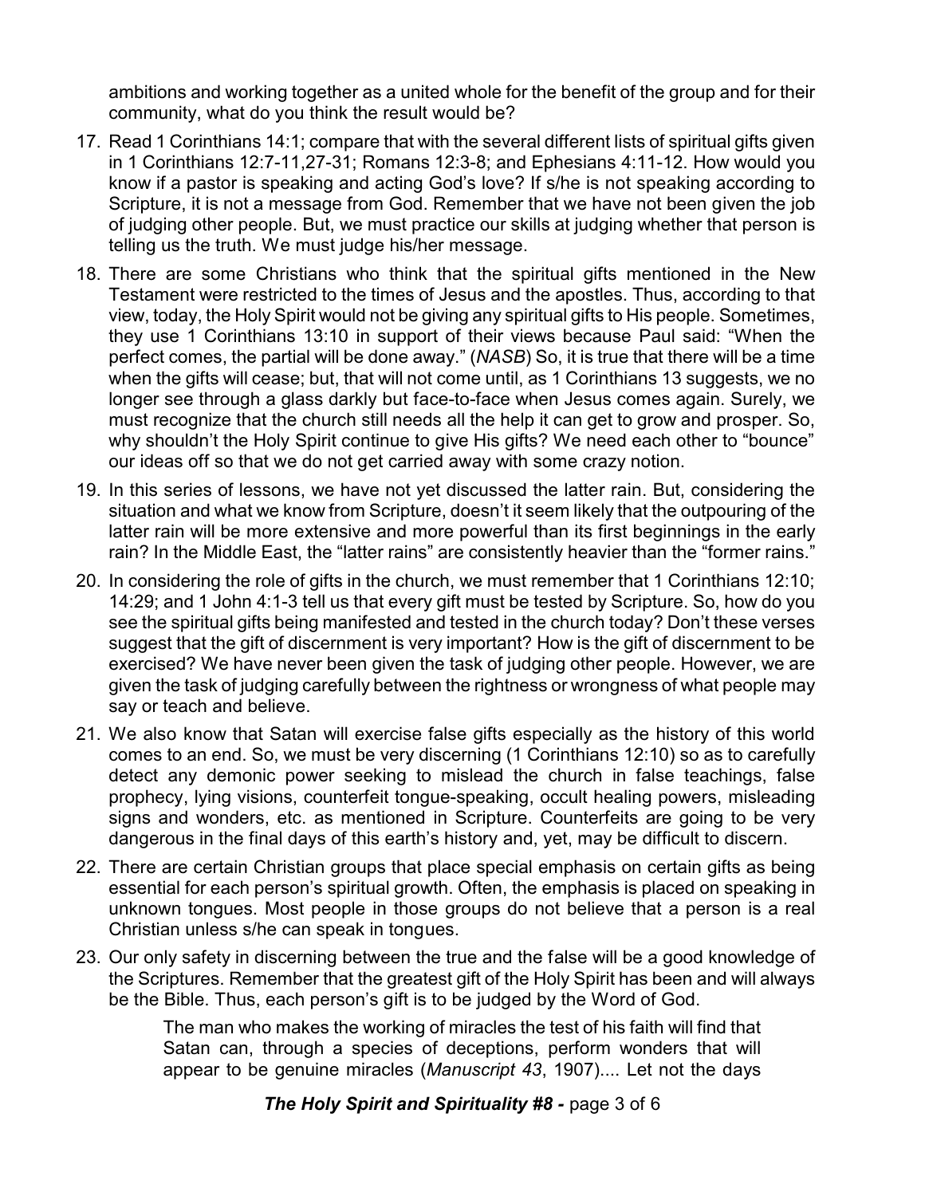ambitions and working together as a united whole for the benefit of the group and for their community, what do you think the result would be?

17. Read 1 Corinthians 14:1; compare that with the several different lists of spiritual gifts given in 1 Corinthians 12:7-11,27-31; Romans 12:3-8; and Ephesians 4:11-12. How would you know if a pastor is speaking and acting God's love? If s/he is not speaking according to Scripture, it is not a message from God. Remember that we have not been given the job of judging other people. But, we must practice our skills at judging whether that person is telling us the truth. We must judge his/her message.
18. There are some Christians who think that the spiritual gifts mentioned in the New Testament were restricted to the times of Jesus and the apostles. Thus, according to that view, today, the Holy Spirit would not be giving any spiritual gifts to His people. Sometimes, they use 1 Corinthians 13:10 in support of their views because Paul said: "When the perfect comes, the partial will be done away." (*NASB*) So, it is true that there will be a time when the gifts will cease; but, that will not come until, as 1 Corinthians 13 suggests, we no longer see through a glass darkly but face-to-face when Jesus comes again. Surely, we must recognize that the church still needs all the help it can get to grow and prosper. So, why shouldn't the Holy Spirit continue to give His gifts? We need each other to "bounce" our ideas off so that we do not get carried away with some crazy notion.
19. In this series of lessons, we have not yet discussed the latter rain. But, considering the situation and what we know from Scripture, doesn't it seem likely that the outpouring of the latter rain will be more extensive and more powerful than its first beginnings in the early rain? In the Middle East, the "latter rains" are consistently heavier than the "former rains."
20. In considering the role of gifts in the church, we must remember that 1 Corinthians 12:10; 14:29; and 1 John 4:1-3 tell us that every gift must be tested by Scripture. So, how do you see the spiritual gifts being manifested and tested in the church today? Don't these verses suggest that the gift of discernment is very important? How is the gift of discernment to be exercised? We have never been given the task of judging other people. However, we are given the task of judging carefully between the rightness or wrongness of what people may say or teach and believe.
21. We also know that Satan will exercise false gifts especially as the history of this world comes to an end. So, we must be very discerning (1 Corinthians 12:10) so as to carefully detect any demonic power seeking to mislead the church in false teachings, false prophecy, lying visions, counterfeit tongue-speaking, occult healing powers, misleading signs and wonders, etc. as mentioned in Scripture. Counterfeits are going to be very dangerous in the final days of this earth's history and, yet, may be difficult to discern.
22. There are certain Christian groups that place special emphasis on certain gifts as being essential for each person's spiritual growth. Often, the emphasis is placed on speaking in unknown tongues. Most people in those groups do not believe that a person is a real Christian unless s/he can speak in tongues.
23. Our only safety in discerning between the true and the false will be a good knowledge of the Scriptures. Remember that the greatest gift of the Holy Spirit has been and will always be the Bible. Thus, each person's gift is to be judged by the Word of God.

> The man who makes the working of miracles the test of his faith will find that Satan can, through a species of deceptions, perform wonders that will appear to be genuine miracles (*Manuscript 43*, 1907).... Let not the days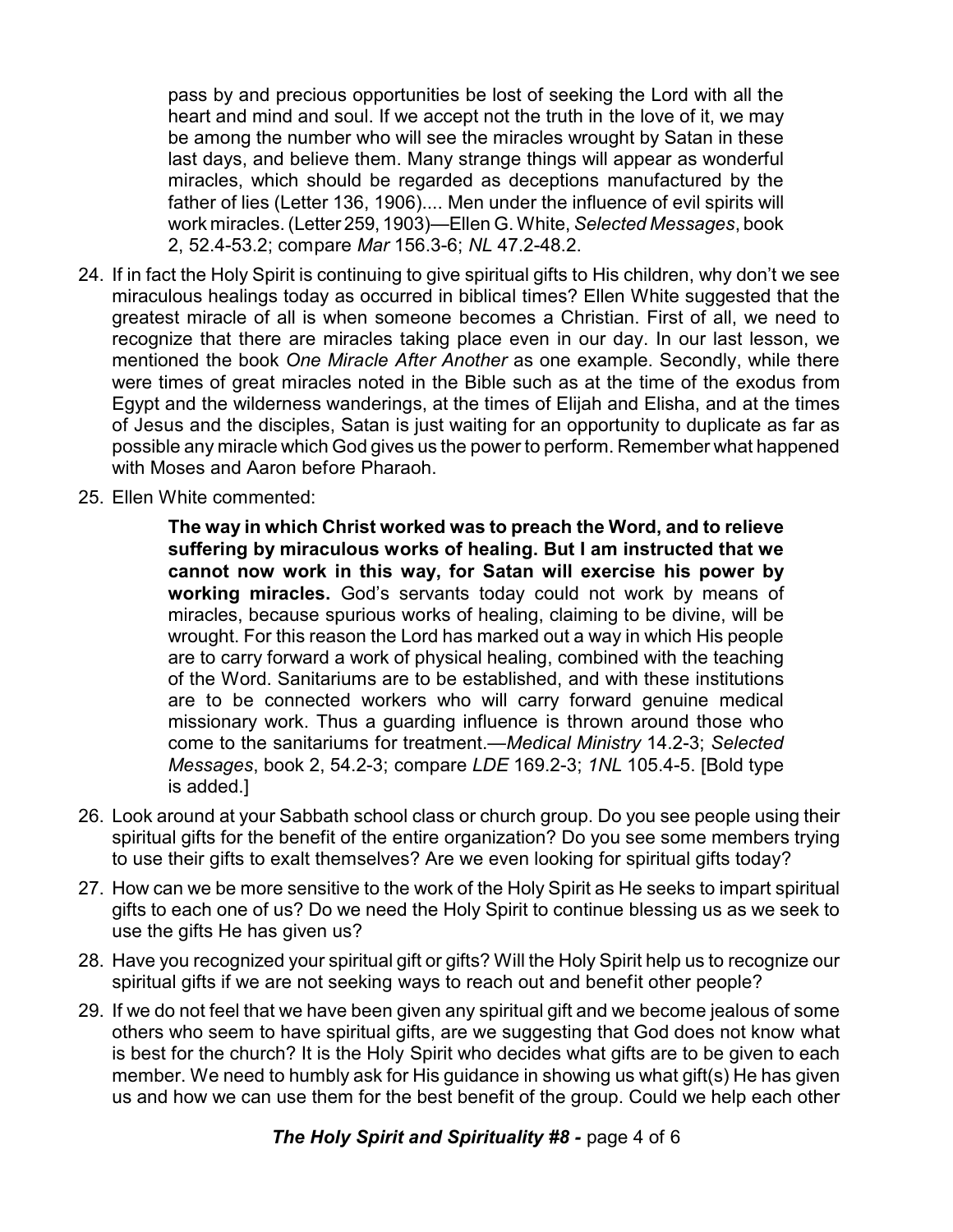> pass by and precious opportunities be lost of seeking the Lord with all the heart and mind and soul. If we accept not the truth in the love of it, we may be among the number who will see the miracles wrought by Satan in these last days, and believe them. Many strange things will appear as wonderful miracles, which should be regarded as deceptions manufactured by the father of lies (Letter 136, 1906).... Men under the influence of evil spirits will work miracles. (Letter 259, 1903)—Ellen G. White, *Selected Messages*, book 2, 52.4-53.2; compare *Mar* 156.3-6; *NL* 47.2-48.2.

24. If in fact the Holy Spirit is continuing to give spiritual gifts to His children, why don't we see miraculous healings today as occurred in biblical times? Ellen White suggested that the greatest miracle of all is when someone becomes a Christian. First of all, we need to recognize that there are miracles taking place even in our day. In our last lesson, we mentioned the book *One Miracle After Another* as one example. Secondly, while there were times of great miracles noted in the Bible such as at the time of the exodus from Egypt and the wilderness wanderings, at the times of Elijah and Elisha, and at the times of Jesus and the disciples, Satan is just waiting for an opportunity to duplicate as far as possible any miracle which God gives us the power to perform. Remember what happened with Moses and Aaron before Pharaoh.

25. Ellen White commented:

> **The way in which Christ worked was to preach the Word, and to relieve suffering by miraculous works of healing. But I am instructed that we cannot now work in this way, for Satan will exercise his power by working miracles.** God's servants today could not work by means of miracles, because spurious works of healing, claiming to be divine, will be wrought. For this reason the Lord has marked out a way in which His people are to carry forward a work of physical healing, combined with the teaching of the Word. Sanitariums are to be established, and with these institutions are to be connected workers who will carry forward genuine medical missionary work. Thus a guarding influence is thrown around those who come to the sanitariums for treatment.—*Medical Ministry* 14.2-3; *Selected Messages*, book 2, 54.2-3; compare *LDE* 169.2-3; *1NL* 105.4-5. [Bold type is added.]

26. Look around at your Sabbath school class or church group. Do you see people using their spiritual gifts for the benefit of the entire organization? Do you see some members trying to use their gifts to exalt themselves? Are we even looking for spiritual gifts today?

27. How can we be more sensitive to the work of the Holy Spirit as He seeks to impart spiritual gifts to each one of us? Do we need the Holy Spirit to continue blessing us as we seek to use the gifts He has given us?

28. Have you recognized your spiritual gift or gifts? Will the Holy Spirit help us to recognize our spiritual gifts if we are not seeking ways to reach out and benefit other people?

29. If we do not feel that we have been given any spiritual gift and we become jealous of some others who seem to have spiritual gifts, are we suggesting that God does not know what is best for the church? It is the Holy Spirit who decides what gifts are to be given to each member. We need to humbly ask for His guidance in showing us what gift(s) He has given us and how we can use them for the best benefit of the group. Could we help each other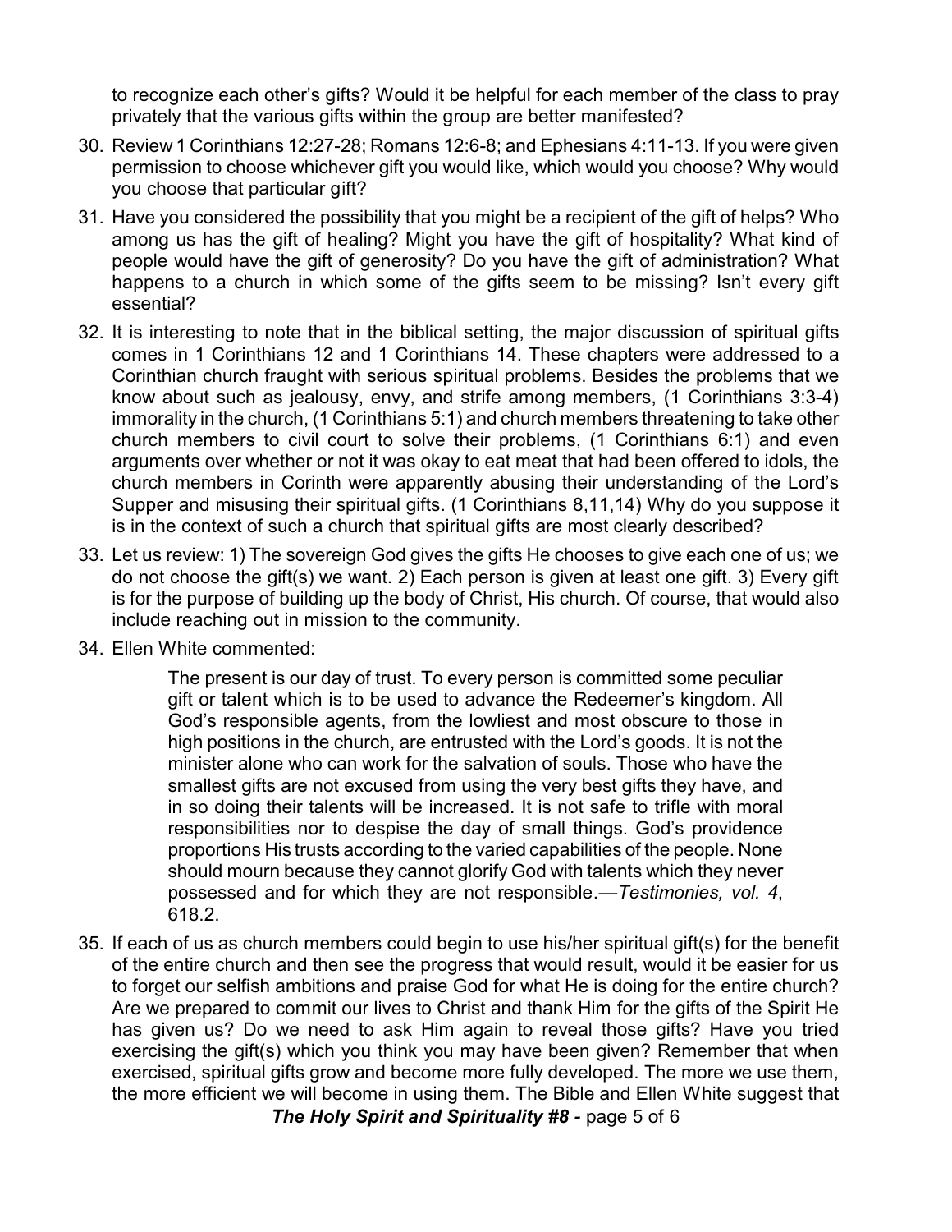to recognize each other's gifts? Would it be helpful for each member of the class to pray privately that the various gifts within the group are better manifested?

30. Review 1 Corinthians 12:27-28; Romans 12:6-8; and Ephesians 4:11-13. If you were given permission to choose whichever gift you would like, which would you choose? Why would you choose that particular gift?

31. Have you considered the possibility that you might be a recipient of the gift of helps? Who among us has the gift of healing? Might you have the gift of hospitality? What kind of people would have the gift of generosity? Do you have the gift of administration? What happens to a church in which some of the gifts seem to be missing? Isn't every gift essential?

32. It is interesting to note that in the biblical setting, the major discussion of spiritual gifts comes in 1 Corinthians 12 and 1 Corinthians 14. These chapters were addressed to a Corinthian church fraught with serious spiritual problems. Besides the problems that we know about such as jealousy, envy, and strife among members, (1 Corinthians 3:3-4) immorality in the church, (1 Corinthians 5:1) and church members threatening to take other church members to civil court to solve their problems, (1 Corinthians 6:1) and even arguments over whether or not it was okay to eat meat that had been offered to idols, the church members in Corinth were apparently abusing their understanding of the Lord's Supper and misusing their spiritual gifts. (1 Corinthians 8,11,14) Why do you suppose it is in the context of such a church that spiritual gifts are most clearly described?

33. Let us review: 1) The sovereign God gives the gifts He chooses to give each one of us; we do not choose the gift(s) we want. 2) Each person is given at least one gift. 3) Every gift is for the purpose of building up the body of Christ, His church. Of course, that would also include reaching out in mission to the community.

34. Ellen White commented:

    > The present is our day of trust. To every person is committed some peculiar gift or talent which is to be used to advance the Redeemer's kingdom. All God's responsible agents, from the lowliest and most obscure to those in high positions in the church, are entrusted with the Lord's goods. It is not the minister alone who can work for the salvation of souls. Those who have the smallest gifts are not excused from using the very best gifts they have, and in so doing their talents will be increased. It is not safe to trifle with moral responsibilities nor to despise the day of small things. God's providence proportions His trusts according to the varied capabilities of the people. None should mourn because they cannot glorify God with talents which they never possessed and for which they are not responsible.—*Testimonies, vol. 4*, 618.2.

35. If each of us as church members could begin to use his/her spiritual gift(s) for the benefit of the entire church and then see the progress that would result, would it be easier for us to forget our selfish ambitions and praise God for what He is doing for the entire church? Are we prepared to commit our lives to Christ and thank Him for the gifts of the Spirit He has given us? Do we need to ask Him again to reveal those gifts? Have you tried exercising the gift(s) which you think you may have been given? Remember that when exercised, spiritual gifts grow and become more fully developed. The more we use them, the more efficient we will become in using them. The Bible and Ellen White suggest that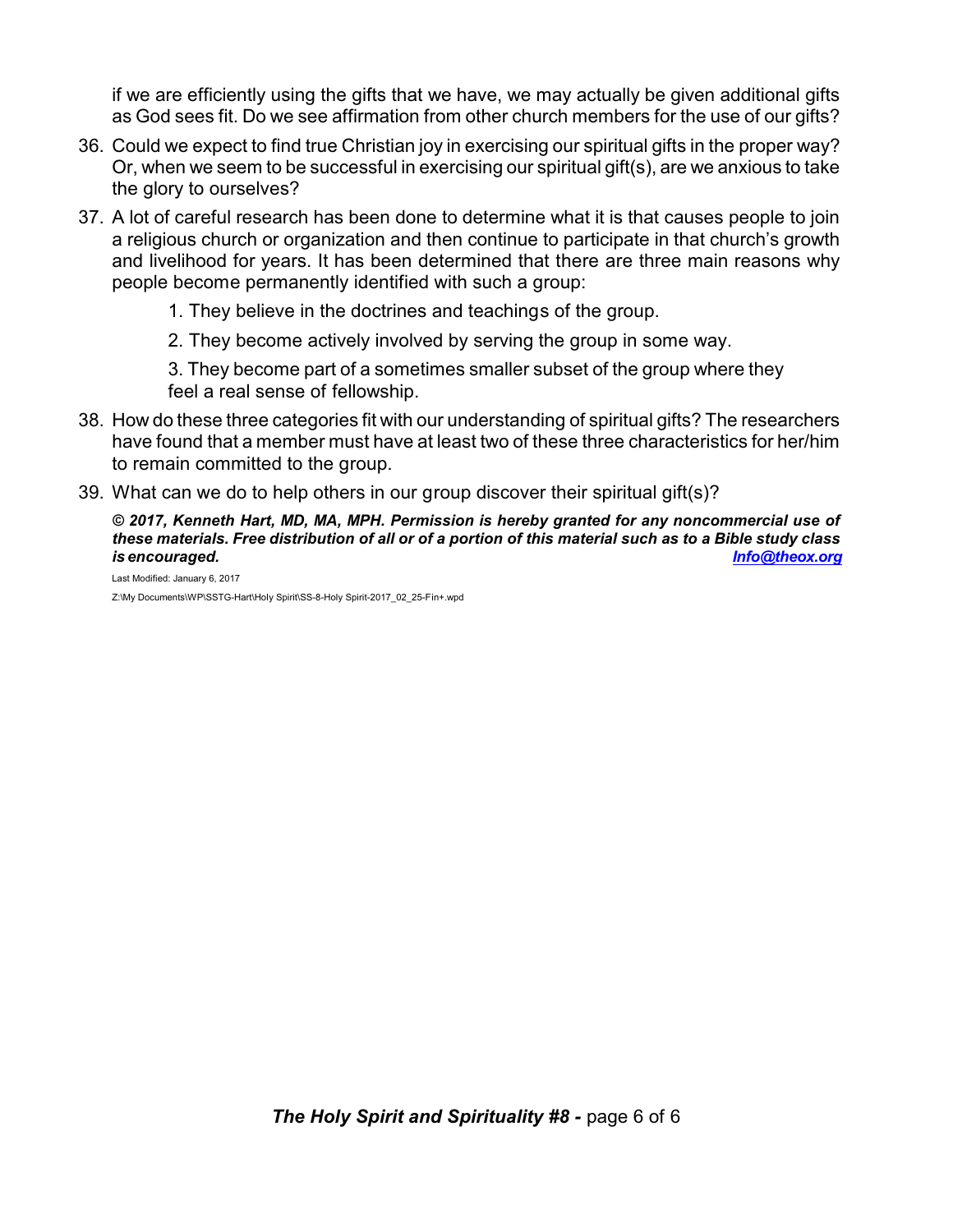if we are efficiently using the gifts that we have, we may actually be given additional gifts as God sees fit. Do we see affirmation from other church members for the use of our gifts?

36. Could we expect to find true Christian joy in exercising our spiritual gifts in the proper way? Or, when we seem to be successful in exercising our spiritual gift(s), are we anxious to take the glory to ourselves?
37. A lot of careful research has been done to determine what it is that causes people to join a religious church or organization and then continue to participate in that church's growth and livelihood for years. It has been determined that there are three main reasons why people become permanently identified with such a group:

    1. They believe in the doctrines and teachings of the group.
    2. They become actively involved by serving the group in some way.
    3. They become part of a sometimes smaller subset of the group where they feel a real sense of fellowship.

38. How do these three categories fit with our understanding of spiritual gifts? The researchers have found that a member must have at least two of these three characteristics for her/him to remain committed to the group.
39. What can we do to help others in our group discover their spiritual gift(s)?

***© 2017, Kenneth Hart, MD, MA, MPH. Permission is hereby granted for any noncommercial use of these materials. Free distribution of all or of a portion of this material such as to a Bible study class is encouraged.*** ***Info@theox.org***

Last Modified: January 6, 2017

Z:\My Documents\WP\SSTG-Hart\Holy Spirit\SS-8-Holy Spirit-2017_02_25-Fin+.wpd